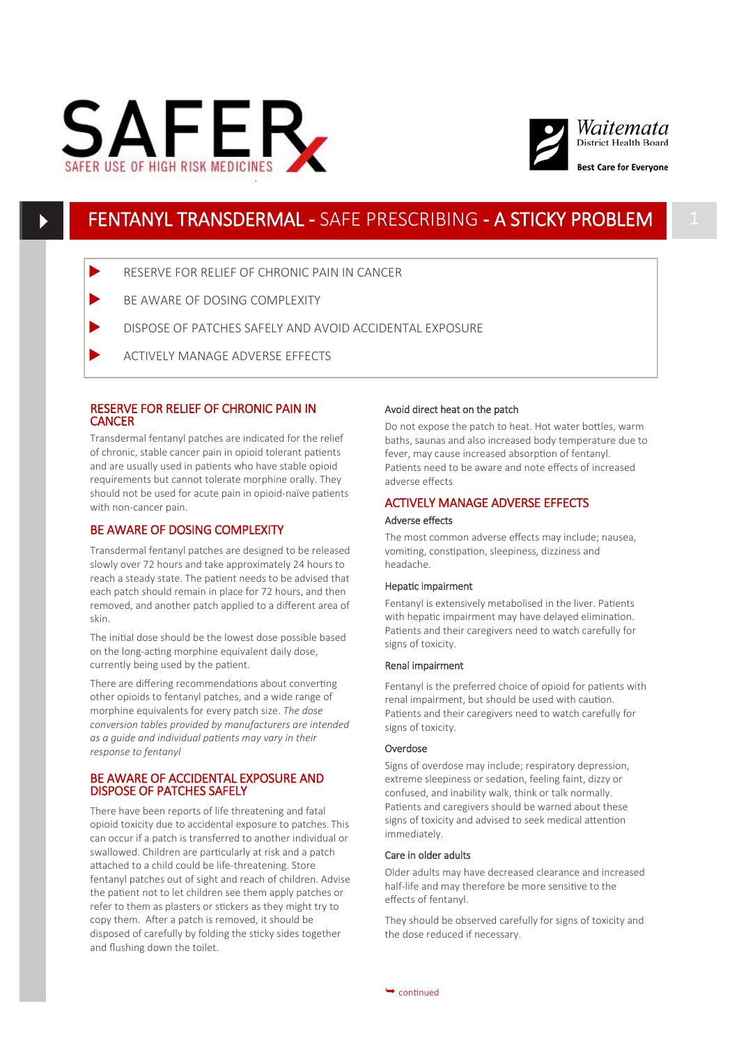SAFER
SAFER USE OF HIGH RISK MEDICINES

Waitemata District Health Board
Best Care for Everyone

# FENTANYL TRANSDERMAL - SAFE PRESCRIBING - A STICKY PROBLEM

- RESERVE FOR RELIEF OF CHRONIC PAIN IN CANCER
- BE AWARE OF DOSING COMPLEXITY
- DISPOSE OF PATCHES SAFELY AND AVOID ACCIDENTAL EXPOSURE
- ACTIVELY MANAGE ADVERSE EFFECTS

## RESERVE FOR RELIEF OF CHRONIC PAIN IN CANCER

Transdermal fentanyl patches are indicated for the relief of chronic, stable cancer pain in opioid tolerant patients and are usually used in patients who have stable opioid requirements but cannot tolerate morphine orally. They should not be used for acute pain in opioid-naïve patients with non-cancer pain.

## BE AWARE OF DOSING COMPLEXITY

Transdermal fentanyl patches are designed to be released slowly over 72 hours and take approximately 24 hours to reach a steady state. The patient needs to be advised that each patch should remain in place for 72 hours, and then removed, and another patch applied to a different area of skin.

The initial dose should be the lowest dose possible based on the long-acting morphine equivalent daily dose, currently being used by the patient.

There are differing recommendations about converting other opioids to fentanyl patches, and a wide range of morphine equivalents for every patch size. *The dose conversion tables provided by manufacturers are intended as a guide and individual patients may vary in their response to fentanyl*

## BE AWARE OF ACCIDENTAL EXPOSURE AND DISPOSE OF PATCHES SAFELY

There have been reports of life threatening and fatal opioid toxicity due to accidental exposure to patches. This can occur if a patch is transferred to another individual or swallowed. Children are particularly at risk and a patch attached to a child could be life-threatening. Store fentanyl patches out of sight and reach of children. Advise the patient not to let children see them apply patches or refer to them as plasters or stickers as they might try to copy them. After a patch is removed, it should be disposed of carefully by folding the sticky sides together and flushing down the toilet.

### Avoid direct heat on the patch

Do not expose the patch to heat. Hot water bottles, warm baths, saunas and also increased body temperature due to fever, may cause increased absorption of fentanyl. Patients need to be aware and note effects of increased adverse effects

## ACTIVELY MANAGE ADVERSE EFFECTS

### Adverse effects

The most common adverse effects may include; nausea, vomiting, constipation, sleepiness, dizziness and headache.

### Hepatic impairment

Fentanyl is extensively metabolised in the liver. Patients with hepatic impairment may have delayed elimination. Patients and their caregivers need to watch carefully for signs of toxicity.

### Renal impairment

Fentanyl is the preferred choice of opioid for patients with renal impairment, but should be used with caution. Patients and their caregivers need to watch carefully for signs of toxicity.

### Overdose

Signs of overdose may include; respiratory depression, extreme sleepiness or sedation, feeling faint, dizzy or confused, and inability walk, think or talk normally. Patients and caregivers should be warned about these signs of toxicity and advised to seek medical attention immediately.

### Care in older adults

Older adults may have decreased clearance and increased half-life and may therefore be more sensitive to the effects of fentanyl.

They should be observed carefully for signs of toxicity and the dose reduced if necessary.

continued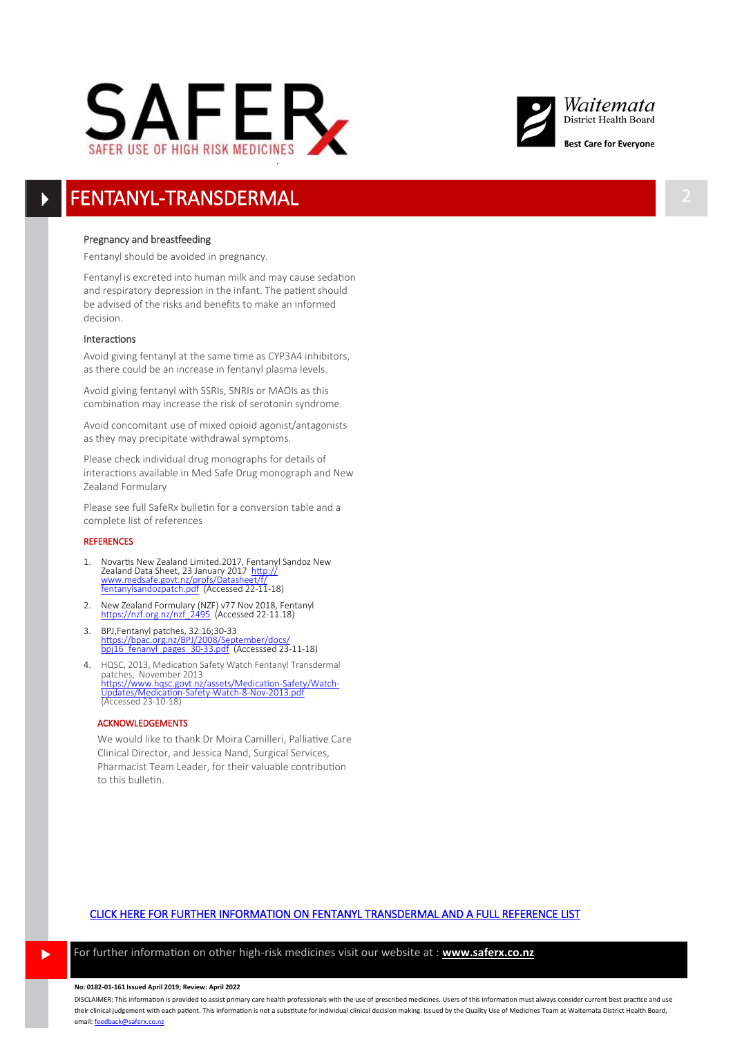# FENTANYL-TRANSDERMAL

### Pregnancy and breastfeeding

Fentanyl should be avoided in pregnancy.

Fentanyl is excreted into human milk and may cause sedation and respiratory depression in the infant. The patient should be advised of the risks and benefits to make an informed decision.

### Interactions

Avoid giving fentanyl at the same time as CYP3A4 inhibitors, as there could be an increase in fentanyl plasma levels.

Avoid giving fentanyl with SSRIs, SNRIs or MAOIs as this combination may increase the risk of serotonin syndrome.

Avoid concomitant use of mixed opioid agonist/antagonists as they may precipitate withdrawal symptoms.

Please check individual drug monographs for details of interactions available in Med Safe Drug monograph and New Zealand Formulary

Please see full SafeRx bulletin for a conversion table and a complete list of references

### REFERENCES

1. Novartis New Zealand Limited.2017, Fentanyl Sandoz New Zealand Data Sheet, 23 January 2017 http://www.medsafe.govt.nz/profs/Datasheet/f/fentanylsandozpatch.pdf (Accessed 22-11-18)
2. New Zealand Formulary (NZF) v77 Nov 2018, Fentanyl https://nzf.org.nz/nzf_2495 (Accessed 22-11.18)
3. BPJ,Fentanyl patches, 32:16;30-33 https://bpac.org.nz/BPJ/2008/September/docs/bpj16_fenanyl_pages_30-33.pdf (Accesssed 23-11-18)
4. HQSC, 2013, Medication Safety Watch Fentanyl Transdermal patches, November 2013 https://www.hqsc.govt.nz/assets/Medication-Safety/Watch-Updates/Medication-Safety-Watch-8-Nov-2013.pdf (Accessed 23-10-18)

### ACKNOWLEDGEMENTS

We would like to thank Dr Moira Camilleri, Palliative Care Clinical Director, and Jessica Nand, Surgical Services, Pharmacist Team Leader, for their valuable contribution to this bulletin.

CLICK HERE FOR FURTHER INFORMATION ON FENTANYL TRANSDERMAL AND A FULL REFERENCE LIST

For further information on other high-risk medicines visit our website at : **www.saferx.co.nz**

**No: 0182-01-161 Issued April 2019; Review: April 2022**

DISCLAIMER: This information is provided to assist primary care health professionals with the use of prescribed medicines. Users of this information must always consider current best practice and use their clinical judgement with each patient. This information is not a substitute for individual clinical decision making. Issued by the Quality Use of Medicines Team at Waitemata District Health Board, email: feedback@saferx.co.nz